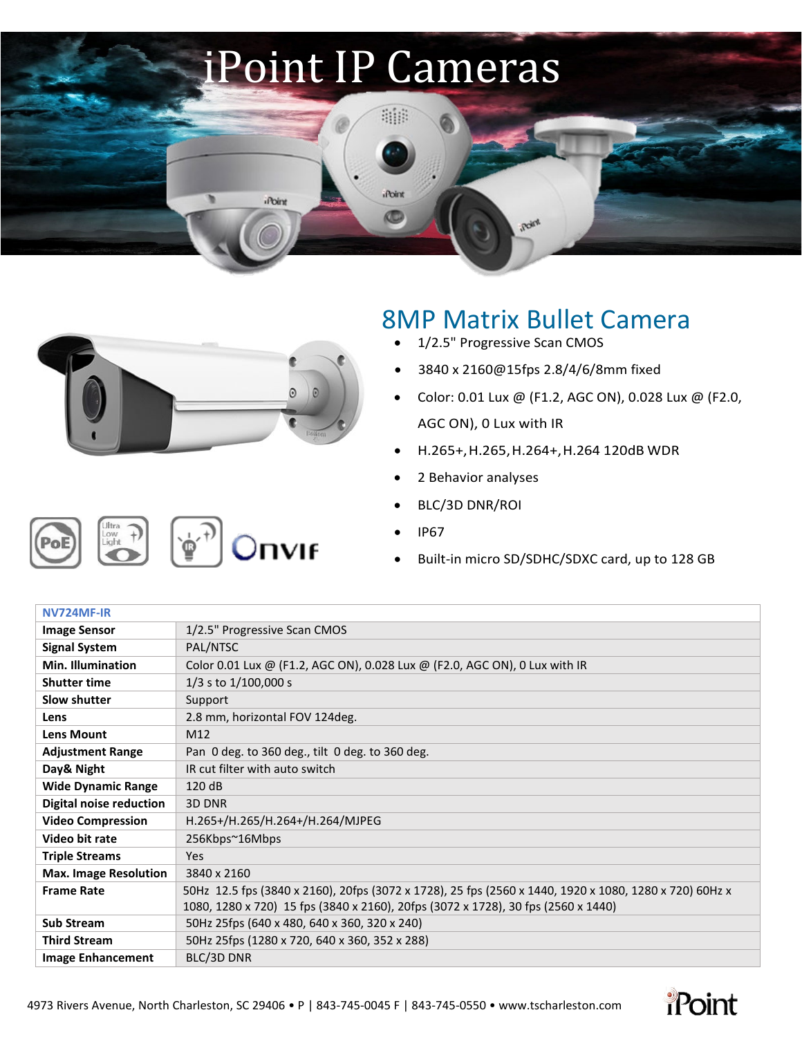# iPoint IP Cameras

## 8MP Matrix Bullet Camera

- 1/2.5" Progressive Scan CMOS
- 3840 x 2160@15fps 2.8/4/6/8mm fixed
- Color: 0.01 Lux @ (F1.2, AGC ON), 0.028 Lux @ (F2.0, AGC ON), 0 Lux with IR
- H.265+, H.265, H.264+, H.264 120dB WDR
- 2 Behavior analyses
- BLC/3D DNR/ROI
- IP67
- Built-in micro SD/SDHC/SDXC card, up to 128 GB

| NV724MF-IR | |
|---|---|
| **Image Sensor** | 1/2.5" Progressive Scan CMOS |
| **Signal System** | PAL/NTSC |
| **Min. Illumination** | Color 0.01 Lux @ (F1.2, AGC ON), 0.028 Lux @ (F2.0, AGC ON), 0 Lux with IR |
| **Shutter time** | 1/3 s to 1/100,000 s |
| **Slow shutter** | Support |
| **Lens** | 2.8 mm, horizontal FOV 124deg. |
| **Lens Mount** | M12 |
| **Adjustment Range** | Pan 0 deg. to 360 deg., tilt 0 deg. to 360 deg. |
| **Day& Night** | IR cut filter with auto switch |
| **Wide Dynamic Range** | 120 dB |
| **Digital noise reduction** | 3D DNR |
| **Video Compression** | H.265+/H.265/H.264+/H.264/MJPEG |
| **Video bit rate** | 256Kbps~16Mbps |
| **Triple Streams** | Yes |
| **Max. Image Resolution** | 3840 x 2160 |
| **Frame Rate** | 50Hz 12.5 fps (3840 x 2160), 20fps (3072 x 1728), 25 fps (2560 x 1440, 1920 x 1080, 1280 x 720) 60Hz x 1080, 1280 x 720) 15 fps (3840 x 2160), 20fps (3072 x 1728), 30 fps (2560 x 1440) |
| **Sub Stream** | 50Hz 25fps (640 x 480, 640 x 360, 320 x 240) |
| **Third Stream** | 50Hz 25fps (1280 x 720, 640 x 360, 352 x 288) |
| **Image Enhancement** | BLC/3D DNR |

4973 Rivers Avenue, North Charleston, SC 29406 • P | 843-745-0045 F | 843-745-0550 • www.tscharleston.com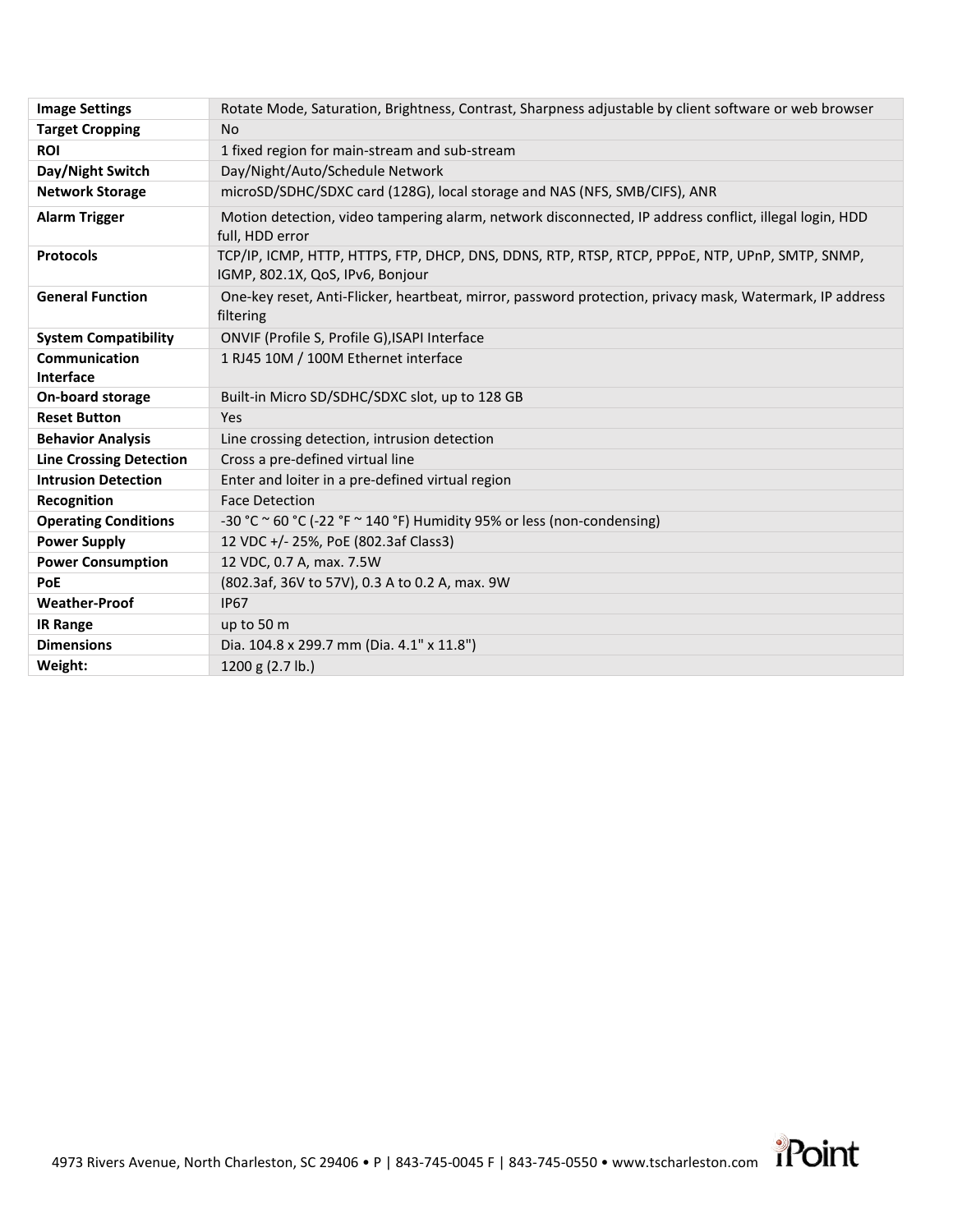| | |
|---|---|
| **Image Settings** | Rotate Mode, Saturation, Brightness, Contrast, Sharpness adjustable by client software or web browser |
| **Target Cropping** | No |
| **ROI** | 1 fixed region for main-stream and sub-stream |
| **Day/Night Switch** | Day/Night/Auto/Schedule Network |
| **Network Storage** | microSD/SDHC/SDXC card (128G), local storage and NAS (NFS, SMB/CIFS), ANR |
| **Alarm Trigger** | Motion detection, video tampering alarm, network disconnected, IP address conflict, illegal login, HDD full, HDD error |
| **Protocols** | TCP/IP, ICMP, HTTP, HTTPS, FTP, DHCP, DNS, DDNS, RTP, RTSP, RTCP, PPPoE, NTP, UPnP, SMTP, SNMP, IGMP, 802.1X, QoS, IPv6, Bonjour |
| **General Function** | One-key reset, Anti-Flicker, heartbeat, mirror, password protection, privacy mask, Watermark, IP address filtering |
| **System Compatibility** | ONVIF (Profile S, Profile G),ISAPI Interface |
| **Communication Interface** | 1 RJ45 10M / 100M Ethernet interface |
| **On-board storage** | Built-in Micro SD/SDHC/SDXC slot, up to 128 GB |
| **Reset Button** | Yes |
| **Behavior Analysis** | Line crossing detection, intrusion detection |
| **Line Crossing Detection** | Cross a pre-defined virtual line |
| **Intrusion Detection** | Enter and loiter in a pre-defined virtual region |
| **Recognition** | Face Detection |
| **Operating Conditions** | -30 °C ~ 60 °C (-22 °F ~ 140 °F) Humidity 95% or less (non-condensing) |
| **Power Supply** | 12 VDC +/- 25%, PoE (802.3af Class3) |
| **Power Consumption** | 12 VDC, 0.7 A, max. 7.5W |
| **PoE** | (802.3af, 36V to 57V), 0.3 A to 0.2 A, max. 9W |
| **Weather-Proof** | IP67 |
| **IR Range** | up to 50 m |
| **Dimensions** | Dia. 104.8 x 299.7 mm (Dia. 4.1" x 11.8") |
| **Weight:** | 1200 g (2.7 lb.) |

4973 Rivers Avenue, North Charleston, SC 29406 • P | 843-745-0045 F | 843-745-0550 • www.tscharleston.com iPoint